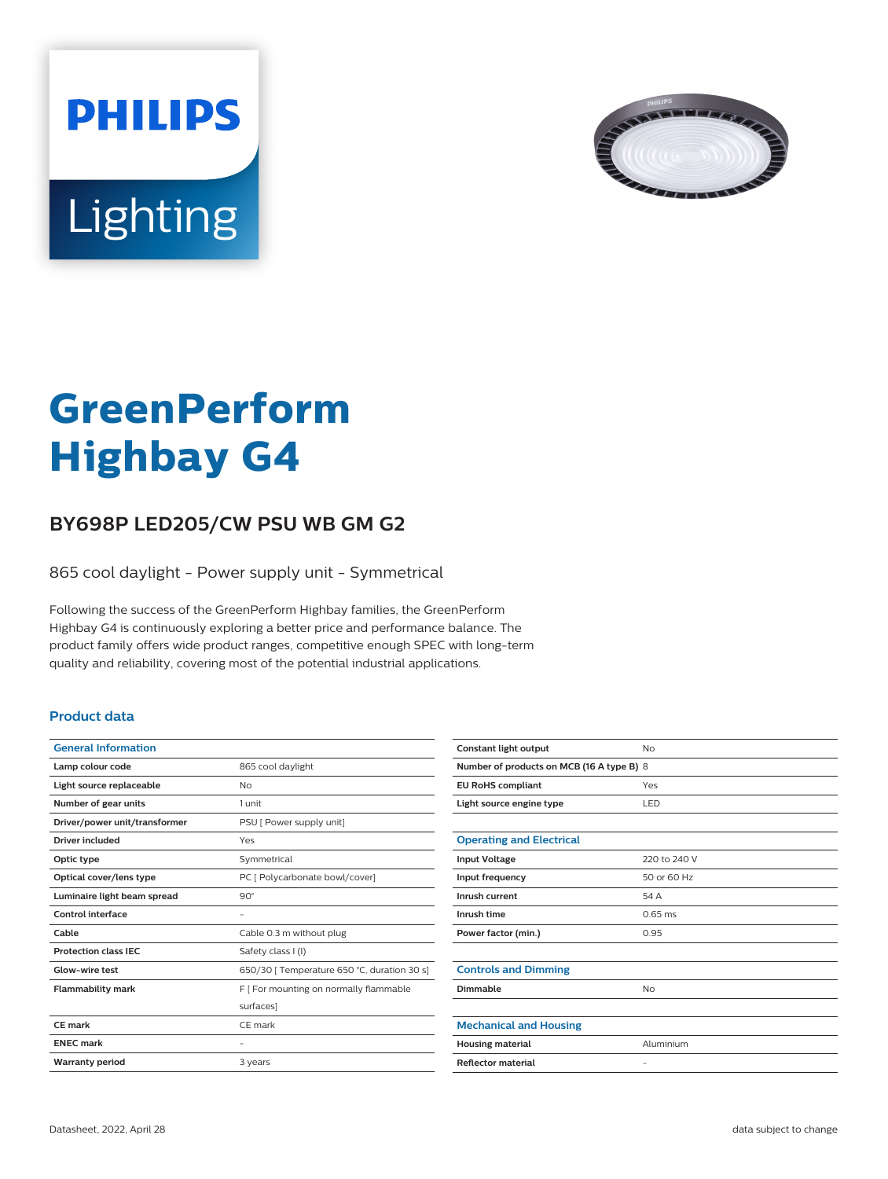PHILIPS

Lighting

# GreenPerform Highbay G4

## BY698P LED205/CW PSU WB GM G2

865 cool daylight - Power supply unit - Symmetrical

Following the success of the GreenPerform Highbay families, the GreenPerform Highbay G4 is continuously exploring a better price and performance balance. The product family offers wide product ranges, competitive enough SPEC with long-term quality and reliability, covering most of the potential industrial applications.

### Product data

| General Information | |
|---|---|
| Lamp colour code | 865 cool daylight |
| Light source replaceable | No |
| Number of gear units | 1 unit |
| Driver/power unit/transformer | PSU [ Power supply unit] |
| Driver included | Yes |
| Optic type | Symmetrical |
| Optical cover/lens type | PC [ Polycarbonate bowl/cover] |
| Luminaire light beam spread | 90° |
| Control interface | - |
| Cable | Cable 0.3 m without plug |
| Protection class IEC | Safety class I (I) |
| Glow-wire test | 650/30 [ Temperature 650 °C, duration 30 s] |
| Flammability mark | F [ For mounting on normally flammable surfaces] |
| CE mark | CE mark |
| ENEC mark | - |
| Warranty period | 3 years |
| Constant light output | No |
| Number of products on MCB (16 A type B) | 8 |
| EU RoHS compliant | Yes |
| Light source engine type | LED |

| Operating and Electrical | |
|---|---|
| Input Voltage | 220 to 240 V |
| Input frequency | 50 or 60 Hz |
| Inrush current | 54 A |
| Inrush time | 0.65 ms |
| Power factor (min.) | 0.95 |

| Controls and Dimming | |
|---|---|
| Dimmable | No |

| Mechanical and Housing | |
|---|---|
| Housing material | Aluminium |
| Reflector material | - |

Datasheet, 2022, April 28

data subject to change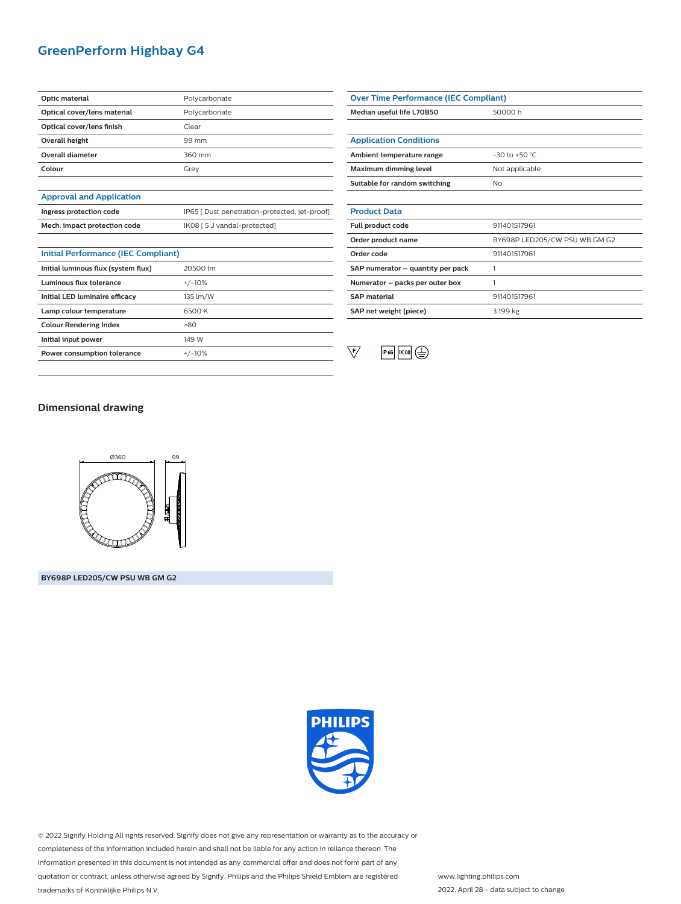# GreenPerform Highbay G4

| | |
|---|---|
| Optic material | Polycarbonate |
| Optical cover/lens material | Polycarbonate |
| Optical cover/lens finish | Clear |
| Overall height | 99 mm |
| Overall diameter | 360 mm |
| Colour | Grey |

### Approval and Application

| | |
|---|---|
| Ingress protection code | IP65 [ Dust penetration-protected, jet-proof] |
| Mech. impact protection code | IK08 [ 5 J vandal-protected] |

### Initial Performance (IEC Compliant)

| | |
|---|---|
| Initial luminous flux (system flux) | 20500 lm |
| Luminous flux tolerance | +/-10% |
| Initial LED luminaire efficacy | 135 lm/W |
| Lamp colour temperature | 6500 K |
| Colour Rendering Index | >80 |
| Initial input power | 149 W |
| Power consumption tolerance | +/-10% |

### Over Time Performance (IEC Compliant)

| | |
|---|---|
| Median useful life L70B50 | 50000 h |

### Application Conditions

| | |
|---|---|
| Ambient temperature range | -30 to +50 °C |
| Maximum dimming level | Not applicable |
| Suitable for random switching | No |

### Product Data

| | |
|---|---|
| Full product code | 911401517961 |
| Order product name | BY698P LED205/CW PSU WB GM G2 |
| Order code | 911401517961 |
| SAP numerator – quantity per pack | 1 |
| Numerator – packs per outer box | 1 |
| SAP material | 911401517961 |
| SAP net weight (piece) | 3.199 kg |

F IP65 IK08

## Dimensional drawing

Ø360

99

**BY698P LED205/CW PSU WB GM G2**

© 2022 Signify Holding All rights reserved. Signify does not give any representation or warranty as to the accuracy or completeness of the information included herein and shall not be liable for any action in reliance thereon. The information presented in this document is not intended as any commercial offer and does not form part of any quotation or contract, unless otherwise agreed by Signify. Philips and the Philips Shield Emblem are registered trademarks of Koninklijke Philips N.V.

www.lighting.philips.com

2022, April 28 - data subject to change